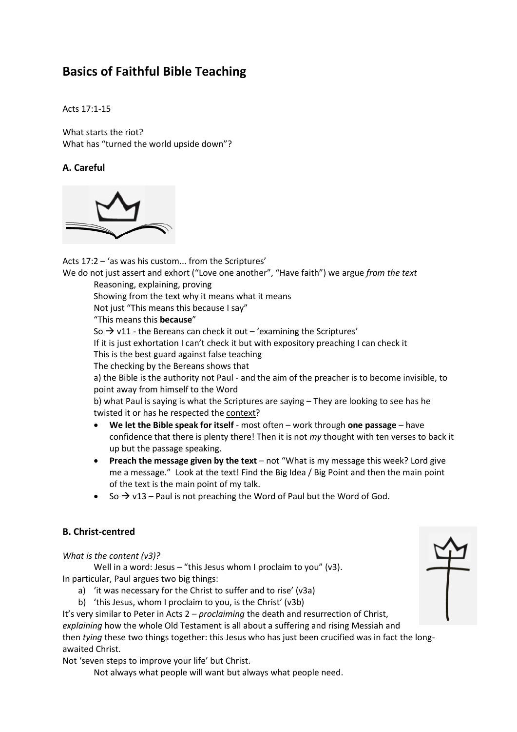# Basics of Faithful Bible Teaching

Acts 17:1-15

What starts the riot?
What has "turned the world upside down"?

## A. Careful

Acts 17:2 – 'as was his custom... from the Scriptures'

We do not just assert and exhort ("Love one another", "Have faith") we argue *from the text*

Reasoning, explaining, proving
Showing from the text why it means what it means
Not just "This means this because I say"
"This means this **because**"
So → v11 - the Bereans can check it out – 'examining the Scriptures'
If it is just exhortation I can't check it but with expository preaching I can check it
This is the best guard against false teaching
The checking by the Bereans shows that
a) the Bible is the authority not Paul - and the aim of the preacher is to become invisible, to point away from himself to the Word
b) what Paul is saying is what the Scriptures are saying – They are looking to see has he twisted it or has he respected the <u>context</u>?

- **We let the Bible speak for itself** - most often – work through **one passage** – have confidence that there is plenty there! Then it is not *my* thought with ten verses to back it up but the passage speaking.
- **Preach the message given by the text** – not "What is my message this week? Lord give me a message." Look at the text! Find the Big Idea / Big Point and then the main point of the text is the main point of my talk.
- So → v13 – Paul is not preaching the Word of Paul but the Word of God.

## B. Christ-centred

*What is the <u>content</u> (v3)?*

Well in a word: Jesus – "this Jesus whom I proclaim to you" (v3).

In particular, Paul argues two big things:

a) 'it was necessary for the Christ to suffer and to rise' (v3a)
b) 'this Jesus, whom I proclaim to you, is the Christ' (v3b)

It's very similar to Peter in Acts 2 – *proclaiming* the death and resurrection of Christ, *explaining* how the whole Old Testament is all about a suffering and rising Messiah and then *tying* these two things together: this Jesus who has just been crucified was in fact the long-awaited Christ.

Not 'seven steps to improve your life' but Christ.

Not always what people will want but always what people need.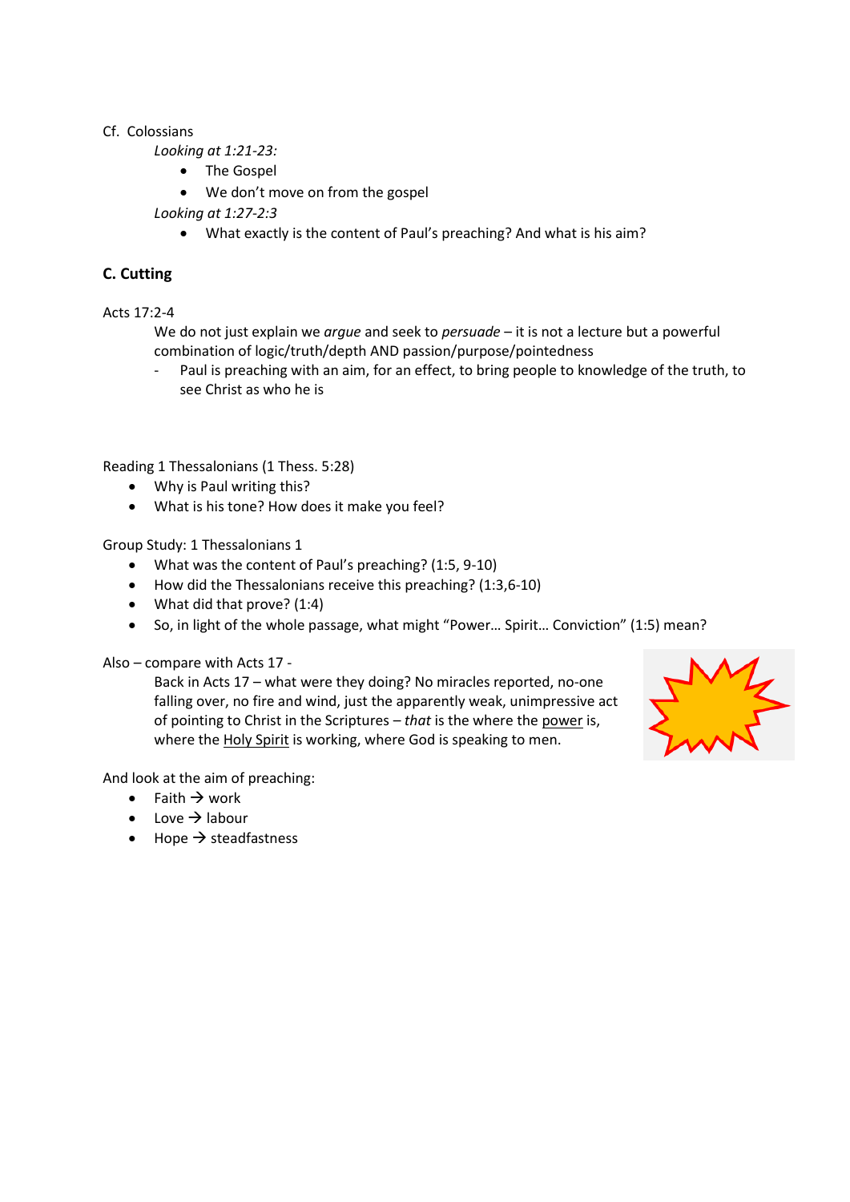Cf. Colossians

*Looking at 1:21-23:*

- The Gospel
- We don't move on from the gospel

*Looking at 1:27-2:3*

- What exactly is the content of Paul's preaching? And what is his aim?

## C. Cutting

Acts 17:2-4

We do not just explain we *argue* and seek to *persuade* – it is not a lecture but a powerful combination of logic/truth/depth AND passion/purpose/pointedness

- Paul is preaching with an aim, for an effect, to bring people to knowledge of the truth, to see Christ as who he is

Reading 1 Thessalonians (1 Thess. 5:28)

- Why is Paul writing this?
- What is his tone? How does it make you feel?

Group Study: 1 Thessalonians 1

- What was the content of Paul's preaching? (1:5, 9-10)
- How did the Thessalonians receive this preaching? (1:3,6-10)
- What did that prove? (1:4)
- So, in light of the whole passage, what might "Power… Spirit… Conviction" (1:5) mean?

Also – compare with Acts 17 -

Back in Acts 17 – what were they doing? No miracles reported, no-one falling over, no fire and wind, just the apparently weak, unimpressive act of pointing to Christ in the Scriptures – *that* is the where the <u>power</u> is, where the <u>Holy Spirit</u> is working, where God is speaking to men.

And look at the aim of preaching:

- Faith → work
- Love → labour
- Hope → steadfastness